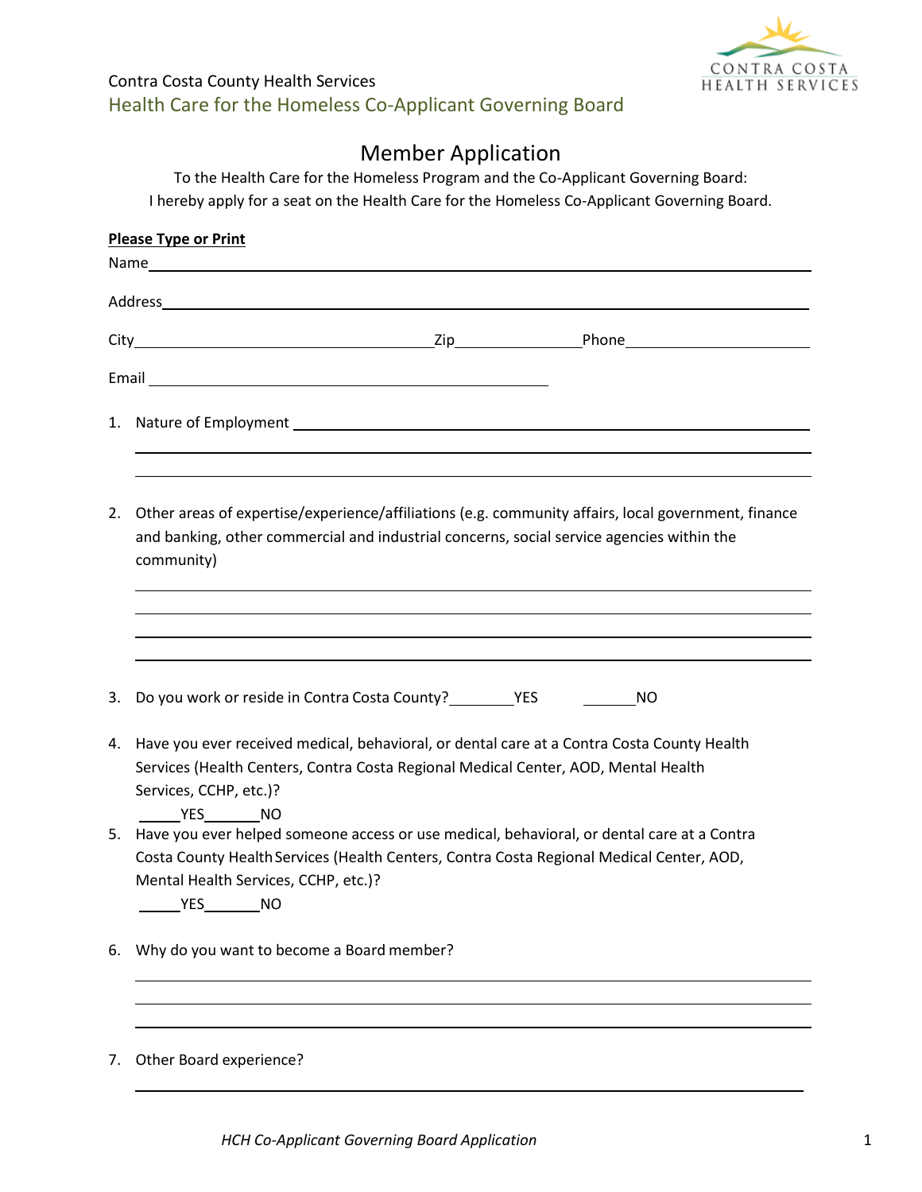Contra Costa County Health Services

Health Care for the Homeless Co-Applicant Governing Board

# Member Application

To the Health Care for the Homeless Program and the Co-Applicant Governing Board:
I hereby apply for a seat on the Health Care for the Homeless Co-Applicant Governing Board.

**Please Type or Print**

Name______________________________________________________________

Address____________________________________________________________

City__________________________ Zip______________ Phone_____________________

Email ____________________________________

1. Nature of Employment ______________________________________________

______________________________________________________________

______________________________________________________________

2. Other areas of expertise/experience/affiliations (e.g. community affairs, local government, finance and banking, other commercial and industrial concerns, social service agencies within the community)

______________________________________________________________

______________________________________________________________

______________________________________________________________

______________________________________________________________

3. Do you work or reside in Contra Costa County?________YES ______NO

4. Have you ever received medical, behavioral, or dental care at a Contra Costa County Health Services (Health Centers, Contra Costa Regional Medical Center, AOD, Mental Health Services, CCHP, etc.)?

   _____YES_______NO

5. Have you ever helped someone access or use medical, behavioral, or dental care at a Contra Costa County Health Services (Health Centers, Contra Costa Regional Medical Center, AOD, Mental Health Services, CCHP, etc.)?

   _____YES_______NO

6. Why do you want to become a Board member?

______________________________________________________________

______________________________________________________________

______________________________________________________________

7. Other Board experience?

______________________________________________________________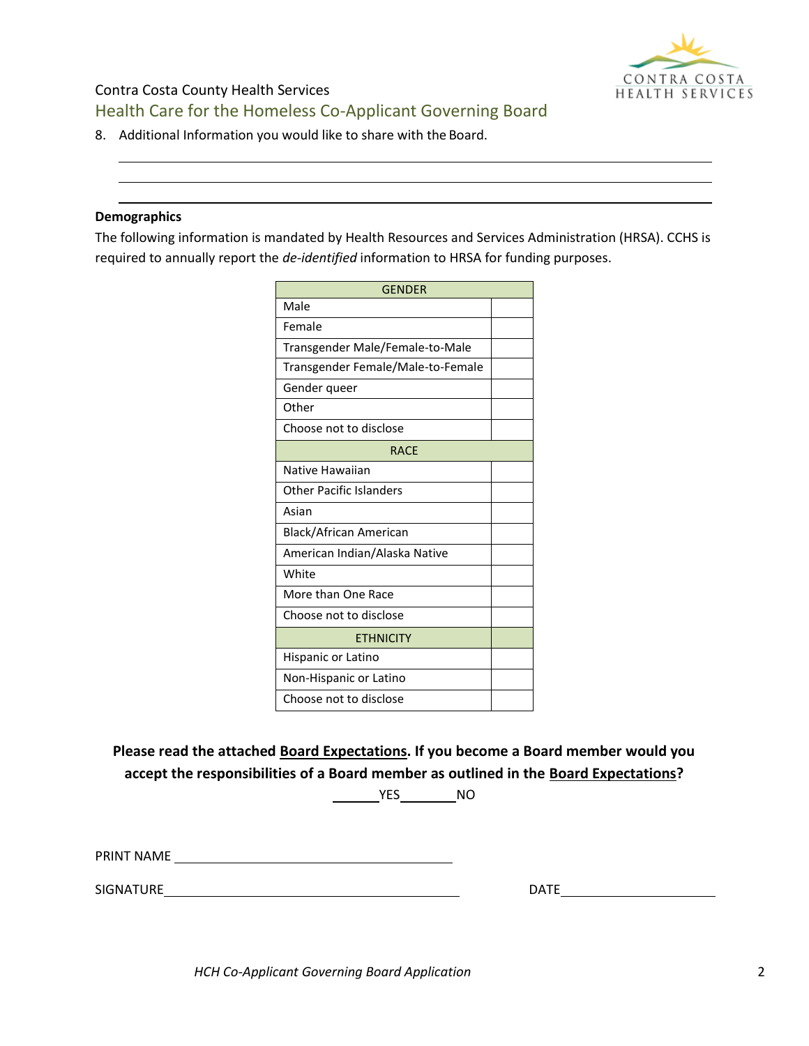Contra Costa County Health Services

## Health Care for the Homeless Co-Applicant Governing Board

8. Additional Information you would like to share with the Board.

______________________________________________________________________

______________________________________________________________________

______________________________________________________________________

**Demographics**

The following information is mandated by Health Resources and Services Administration (HRSA). CCHS is required to annually report the *de-identified* information to HRSA for funding purposes.

| GENDER | |
|---|---|
| Male | |
| Female | |
| Transgender Male/Female-to-Male | |
| Transgender Female/Male-to-Female | |
| Gender queer | |
| Other | |
| Choose not to disclose | |
| RACE | |
| Native Hawaiian | |
| Other Pacific Islanders | |
| Asian | |
| Black/African American | |
| American Indian/Alaska Native | |
| White | |
| More than One Race | |
| Choose not to disclose | |
| ETHNICITY | |
| Hispanic or Latino | |
| Non-Hispanic or Latino | |
| Choose not to disclose | |

**Please read the attached Board Expectations. If you become a Board member would you accept the responsibilities of a Board member as outlined in the Board Expectations?**

______YES_______NO

PRINT NAME ____________________________________

SIGNATURE ____________________________________ DATE ____________________

*HCH Co-Applicant Governing Board Application*